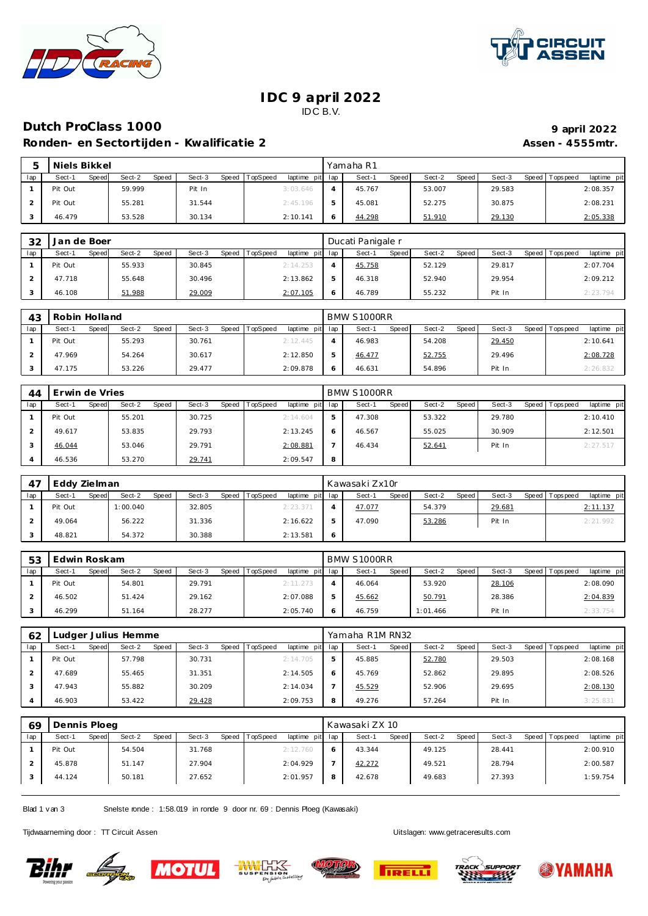# IDC 9 april 2022

IDC B.V.

## Dutch ProClass 1000

**Ronden- en Sectortijden - Kwalificatie 2**

**9 april 2022**

**Assen - 4555mtr.**

### 5 Niels Bikkel — Yamaha R1

| lap | Sect-1 | Speed | Sect-2 | Speed | Sect-3 | Speed | TopSpeed | laptime pit | lap | Sect-1 | Speed | Sect-2 | Speed | Sect-3 | Speed | Topspeed | laptime pit |
|---|---|---|---|---|---|---|---|---|---|---|---|---|---|---|---|---|---|
| 1 | Pit Out | | 59.999 | | Pit In | | | 3:03.646 | 4 | 45.767 | | 53.007 | | 29.583 | | | 2:08.357 |
| 2 | Pit Out | | 55.281 | | 31.544 | | | 2:45.196 | 5 | 45.081 | | 52.275 | | 30.875 | | | 2:08.231 |
| 3 | 46.479 | | 53.528 | | 30.134 | | | 2:10.141 | 6 | 44.298 | | 51.910 | | 29.130 | | | 2:05.338 |

### 32 Jan de Boer — Ducati Panigale r

| lap | Sect-1 | Speed | Sect-2 | Speed | Sect-3 | Speed | TopSpeed | laptime pit | lap | Sect-1 | Speed | Sect-2 | Speed | Sect-3 | Speed | Topspeed | laptime pit |
|---|---|---|---|---|---|---|---|---|---|---|---|---|---|---|---|---|---|
| 1 | Pit Out | | 55.933 | | 30.845 | | | 2:14.253 | 4 | 45.758 | | 52.129 | | 29.817 | | | 2:07.704 |
| 2 | 47.718 | | 55.648 | | 30.496 | | | 2:13.862 | 5 | 46.318 | | 52.940 | | 29.954 | | | 2:09.212 |
| 3 | 46.108 | | 51.988 | | 29.009 | | | 2:07.105 | 6 | 46.789 | | 55.232 | | Pit In | | | 2:23.794 |

### 43 Robin Holland — BMW S1000RR

| lap | Sect-1 | Speed | Sect-2 | Speed | Sect-3 | Speed | TopSpeed | laptime pit | lap | Sect-1 | Speed | Sect-2 | Speed | Sect-3 | Speed | Topspeed | laptime pit |
|---|---|---|---|---|---|---|---|---|---|---|---|---|---|---|---|---|---|
| 1 | Pit Out | | 55.293 | | 30.761 | | | 2:12.445 | 4 | 46.983 | | 54.208 | | 29.450 | | | 2:10.641 |
| 2 | 47.969 | | 54.264 | | 30.617 | | | 2:12.850 | 5 | 46.477 | | 52.755 | | 29.496 | | | 2:08.728 |
| 3 | 47.175 | | 53.226 | | 29.477 | | | 2:09.878 | 6 | 46.631 | | 54.896 | | Pit In | | | 2:26.832 |

### 44 Erwin de Vries — BMW S1000RR

| lap | Sect-1 | Speed | Sect-2 | Speed | Sect-3 | Speed | TopSpeed | laptime pit | lap | Sect-1 | Speed | Sect-2 | Speed | Sect-3 | Speed | Topspeed | laptime pit |
|---|---|---|---|---|---|---|---|---|---|---|---|---|---|---|---|---|---|
| 1 | Pit Out | | 55.201 | | 30.725 | | | 2:14.604 | 5 | 47.308 | | 53.322 | | 29.780 | | | 2:10.410 |
| 2 | 49.617 | | 53.835 | | 29.793 | | | 2:13.245 | 6 | 46.567 | | 55.025 | | 30.909 | | | 2:12.501 |
| 3 | 46.044 | | 53.046 | | 29.791 | | | 2:08.881 | 7 | 46.434 | | 52.641 | | Pit In | | | 2:27.517 |
| 4 | 46.536 | | 53.270 | | 29.741 | | | 2:09.547 | 8 | | | | | | | | |

### 47 Eddy Zielman — Kawasaki Zx10r

| lap | Sect-1 | Speed | Sect-2 | Speed | Sect-3 | Speed | TopSpeed | laptime pit | lap | Sect-1 | Speed | Sect-2 | Speed | Sect-3 | Speed | Topspeed | laptime pit |
|---|---|---|---|---|---|---|---|---|---|---|---|---|---|---|---|---|---|
| 1 | Pit Out | | 1:00.040 | | 32.805 | | | 2:23.371 | 4 | 47.077 | | 54.379 | | 29.681 | | | 2:11.137 |
| 2 | 49.064 | | 56.222 | | 31.336 | | | 2:16.622 | 5 | 47.090 | | 53.286 | | Pit In | | | 2:21.992 |
| 3 | 48.821 | | 54.372 | | 30.388 | | | 2:13.581 | 6 | | | | | | | | |

### 53 Edwin Roskam — BMW S1000RR

| lap | Sect-1 | Speed | Sect-2 | Speed | Sect-3 | Speed | TopSpeed | laptime pit | lap | Sect-1 | Speed | Sect-2 | Speed | Sect-3 | Speed | Topspeed | laptime pit |
|---|---|---|---|---|---|---|---|---|---|---|---|---|---|---|---|---|---|
| 1 | Pit Out | | 54.801 | | 29.791 | | | 2:11.273 | 4 | 46.064 | | 53.920 | | 28.106 | | | 2:08.090 |
| 2 | 46.502 | | 51.424 | | 29.162 | | | 2:07.088 | 5 | 45.662 | | 50.791 | | 28.386 | | | 2:04.839 |
| 3 | 46.299 | | 51.164 | | 28.277 | | | 2:05.740 | 6 | 46.759 | | 1:01.466 | | Pit In | | | 2:33.754 |

### 62 Ludger Julius Hemme — Yamaha R1M RN32

| lap | Sect-1 | Speed | Sect-2 | Speed | Sect-3 | Speed | TopSpeed | laptime pit | lap | Sect-1 | Speed | Sect-2 | Speed | Sect-3 | Speed | Topspeed | laptime pit |
|---|---|---|---|---|---|---|---|---|---|---|---|---|---|---|---|---|---|
| 1 | Pit Out | | 57.798 | | 30.731 | | | 2:14.705 | 5 | 45.885 | | 52.780 | | 29.503 | | | 2:08.168 |
| 2 | 47.689 | | 55.465 | | 31.351 | | | 2:14.505 | 6 | 45.769 | | 52.862 | | 29.895 | | | 2:08.526 |
| 3 | 47.943 | | 55.882 | | 30.209 | | | 2:14.034 | 7 | 45.529 | | 52.906 | | 29.695 | | | 2:08.130 |
| 4 | 46.903 | | 53.422 | | 29.428 | | | 2:09.753 | 8 | 49.276 | | 57.264 | | Pit In | | | 3:25.831 |

### 69 Dennis Ploeg — Kawasaki ZX 10

| lap | Sect-1 | Speed | Sect-2 | Speed | Sect-3 | Speed | TopSpeed | laptime pit | lap | Sect-1 | Speed | Sect-2 | Speed | Sect-3 | Speed | Topspeed | laptime pit |
|---|---|---|---|---|---|---|---|---|---|---|---|---|---|---|---|---|---|
| 1 | Pit Out | | 54.504 | | 31.768 | | | 2:12.760 | 6 | 43.344 | | 49.125 | | 28.441 | | | 2:00.910 |
| 2 | 45.878 | | 51.147 | | 27.904 | | | 2:04.929 | 7 | 42.272 | | 49.521 | | 28.794 | | | 2:00.587 |
| 3 | 44.124 | | 50.181 | | 27.652 | | | 2:01.957 | 8 | 42.678 | | 49.683 | | 27.393 | | | 1:59.754 |

Snelste ronde : 1:58.019 in ronde 9 door nr. 69 : Dennis Ploeg (Kawasaki)

Tijdwaarneming door : TT Circuit Assen

Uitslagen: www.getraceresults.com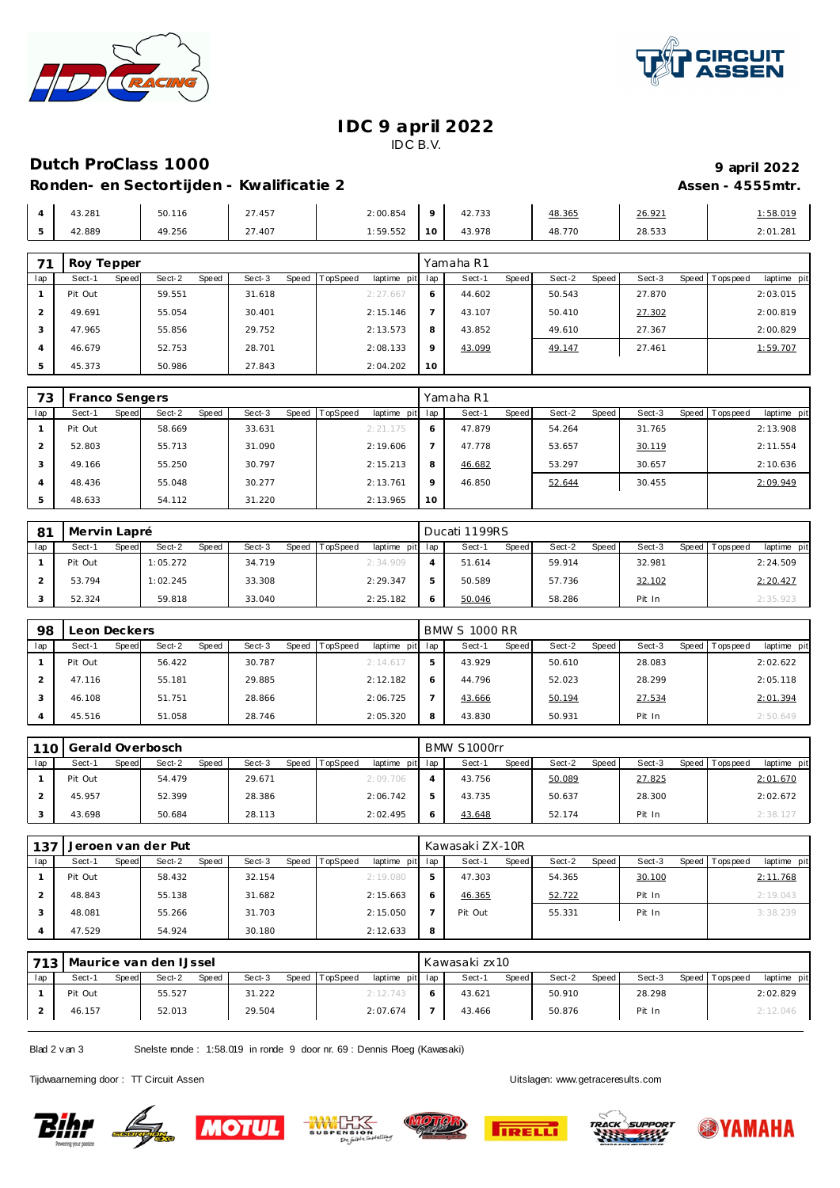# IDC 9 april 2022

IDC B.V.

## Dutch ProClass 1000

**9 april 2022**

### Ronden- en Sectortijden - Kwalificatie 2

**Assen - 4555mtr.**

| lap | Sect-1 | Sect-2 | Sect-3 | laptime | lap | Sect-1 | Sect-2 | Sect-3 | laptime |
|---|---|---|---|---|---|---|---|---|---|
| 4 | 43.281 | 50.116 | 27.457 | 2:00.854 | 9 | 42.733 | 48.365 | 26.921 | 1:58.019 |
| 5 | 42.889 | 49.256 | 27.407 | 1:59.552 | 10 | 43.978 | 48.770 | 28.533 | 2:01.281 |

**71 Roy Tepper** — Yamaha R1

| lap | Sect-1 | Speed | Sect-2 | Speed | Sect-3 | Speed | TopSpeed | laptime pit | lap | Sect-1 | Speed | Sect-2 | Speed | Sect-3 | Speed | Topspeed | laptime pit |
|---|---|---|---|---|---|---|---|---|---|---|---|---|---|---|---|---|---|
| 1 | Pit Out | | 59.551 | | 31.618 | | | 2:27.667 | 6 | 44.602 | | 50.543 | | 27.870 | | | 2:03.015 |
| 2 | 49.691 | | 55.054 | | 30.401 | | | 2:15.146 | 7 | 43.107 | | 50.410 | | 27.302 | | | 2:00.819 |
| 3 | 47.965 | | 55.856 | | 29.752 | | | 2:13.573 | 8 | 43.852 | | 49.610 | | 27.367 | | | 2:00.829 |
| 4 | 46.679 | | 52.753 | | 28.701 | | | 2:08.133 | 9 | 43.099 | | 49.147 | | 27.461 | | | 1:59.707 |
| 5 | 45.373 | | 50.986 | | 27.843 | | | 2:04.202 | 10 | | | | | | | | |

**73 Franco Sengers** — Yamaha R1

| lap | Sect-1 | Speed | Sect-2 | Speed | Sect-3 | Speed | TopSpeed | laptime pit | lap | Sect-1 | Speed | Sect-2 | Speed | Sect-3 | Speed | Topspeed | laptime pit |
|---|---|---|---|---|---|---|---|---|---|---|---|---|---|---|---|---|---|
| 1 | Pit Out | | 58.669 | | 33.631 | | | 2:21.175 | 6 | 47.879 | | 54.264 | | 31.765 | | | 2:13.908 |
| 2 | 52.803 | | 55.713 | | 31.090 | | | 2:19.606 | 7 | 47.778 | | 53.657 | | 30.119 | | | 2:11.554 |
| 3 | 49.166 | | 55.250 | | 30.797 | | | 2:15.213 | 8 | 46.682 | | 53.297 | | 30.657 | | | 2:10.636 |
| 4 | 48.436 | | 55.048 | | 30.277 | | | 2:13.761 | 9 | 46.850 | | 52.644 | | 30.455 | | | 2:09.949 |
| 5 | 48.633 | | 54.112 | | 31.220 | | | 2:13.965 | 10 | | | | | | | | |

**81 Mervin Lapré** — Ducati 1199RS

| lap | Sect-1 | Speed | Sect-2 | Speed | Sect-3 | Speed | TopSpeed | laptime pit | lap | Sect-1 | Speed | Sect-2 | Speed | Sect-3 | Speed | Topspeed | laptime pit |
|---|---|---|---|---|---|---|---|---|---|---|---|---|---|---|---|---|---|
| 1 | Pit Out | | 1:05.272 | | 34.719 | | | 2:34.909 | 4 | 51.614 | | 59.914 | | 32.981 | | | 2:24.509 |
| 2 | 53.794 | | 1:02.245 | | 33.308 | | | 2:29.347 | 5 | 50.589 | | 57.736 | | 32.102 | | | 2:20.427 |
| 3 | 52.324 | | 59.818 | | 33.040 | | | 2:25.182 | 6 | 50.046 | | 58.286 | | Pit In | | | 2:35.923 |

**98 Leon Deckers** — BMW S 1000 RR

| lap | Sect-1 | Speed | Sect-2 | Speed | Sect-3 | Speed | TopSpeed | laptime pit | lap | Sect-1 | Speed | Sect-2 | Speed | Sect-3 | Speed | Topspeed | laptime pit |
|---|---|---|---|---|---|---|---|---|---|---|---|---|---|---|---|---|---|
| 1 | Pit Out | | 56.422 | | 30.787 | | | 2:14.617 | 5 | 43.929 | | 50.610 | | 28.083 | | | 2:02.622 |
| 2 | 47.116 | | 55.181 | | 29.885 | | | 2:12.182 | 6 | 44.796 | | 52.023 | | 28.299 | | | 2:05.118 |
| 3 | 46.108 | | 51.751 | | 28.866 | | | 2:06.725 | 7 | 43.666 | | 50.194 | | 27.534 | | | 2:01.394 |
| 4 | 45.516 | | 51.058 | | 28.746 | | | 2:05.320 | 8 | 43.830 | | 50.931 | | Pit In | | | 2:50.649 |

**110 Gerald Overbosch** — BMW S1000rr

| lap | Sect-1 | Speed | Sect-2 | Speed | Sect-3 | Speed | TopSpeed | laptime pit | lap | Sect-1 | Speed | Sect-2 | Speed | Sect-3 | Speed | Topspeed | laptime pit |
|---|---|---|---|---|---|---|---|---|---|---|---|---|---|---|---|---|---|
| 1 | Pit Out | | 54.479 | | 29.671 | | | 2:09.706 | 4 | 43.756 | | 50.089 | | 27.825 | | | 2:01.670 |
| 2 | 45.957 | | 52.399 | | 28.386 | | | 2:06.742 | 5 | 43.735 | | 50.637 | | 28.300 | | | 2:02.672 |
| 3 | 43.698 | | 50.684 | | 28.113 | | | 2:02.495 | 6 | 43.648 | | 52.174 | | Pit In | | | 2:38.127 |

**137 Jeroen van der Put** — Kawasaki ZX-10R

| lap | Sect-1 | Speed | Sect-2 | Speed | Sect-3 | Speed | TopSpeed | laptime pit | lap | Sect-1 | Speed | Sect-2 | Speed | Sect-3 | Speed | Topspeed | laptime pit |
|---|---|---|---|---|---|---|---|---|---|---|---|---|---|---|---|---|---|
| 1 | Pit Out | | 58.432 | | 32.154 | | | 2:19.080 | 5 | 47.303 | | 54.365 | | 30.100 | | | 2:11.768 |
| 2 | 48.843 | | 55.138 | | 31.682 | | | 2:15.663 | 6 | 46.365 | | 52.722 | | Pit In | | | 2:19.043 |
| 3 | 48.081 | | 55.266 | | 31.703 | | | 2:15.050 | 7 | Pit Out | | 55.331 | | Pit In | | | 3:38.239 |
| 4 | 47.529 | | 54.924 | | 30.180 | | | 2:12.633 | 8 | | | | | | | | |

**713 Maurice van den IJssel** — Kawasaki zx10

| lap | Sect-1 | Speed | Sect-2 | Speed | Sect-3 | Speed | TopSpeed | laptime pit | lap | Sect-1 | Speed | Sect-2 | Speed | Sect-3 | Speed | Topspeed | laptime pit |
|---|---|---|---|---|---|---|---|---|---|---|---|---|---|---|---|---|---|
| 1 | Pit Out | | 55.527 | | 31.222 | | | 2:12.743 | 6 | 43.621 | | 50.910 | | 28.298 | | | 2:02.829 |
| 2 | 46.157 | | 52.013 | | 29.504 | | | 2:07.674 | 7 | 43.466 | | 50.876 | | Pit In | | | 2:12.046 |

Snelste ronde : 1:58.019 in ronde 9 door nr. 69 : Dennis Ploeg (Kawasaki)

Tijdwaarneming door : TT Circuit Assen

Uitslagen: www.getraceresults.com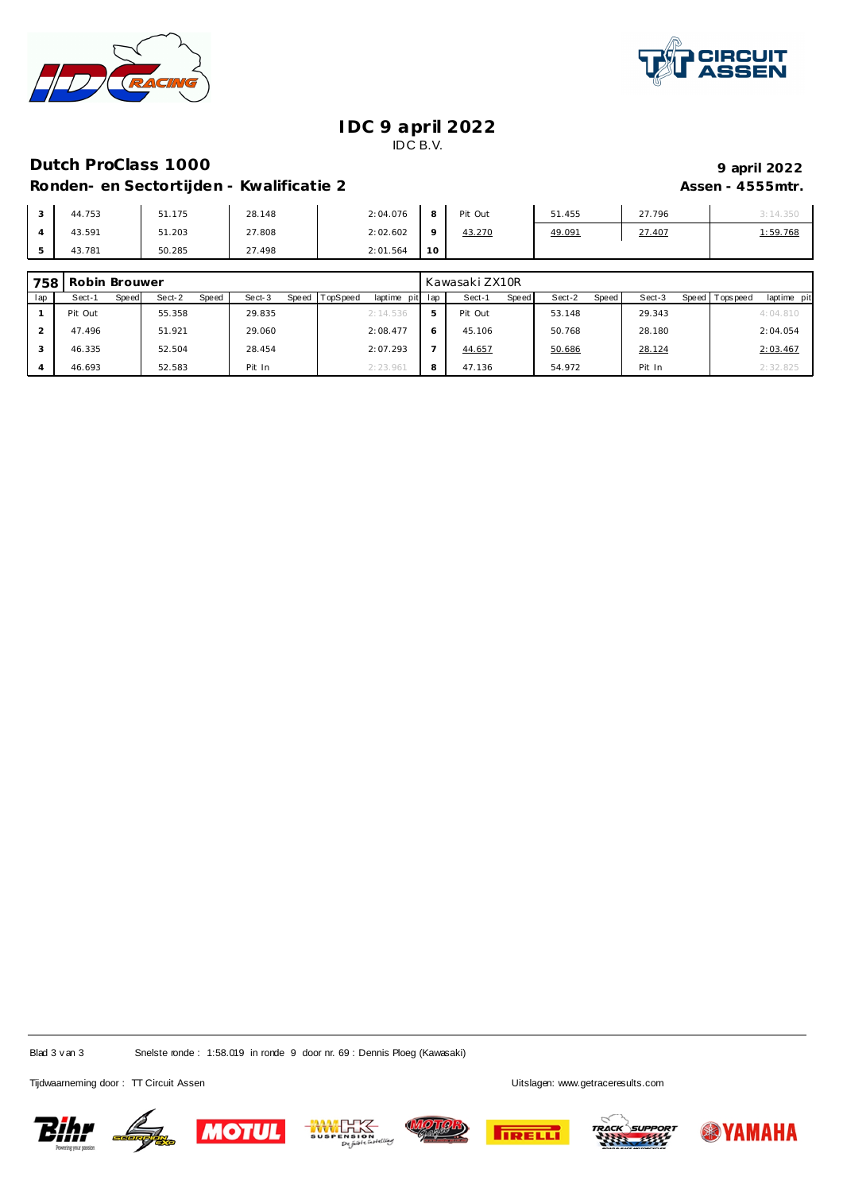# IDC 9 april 2022

IDC B.V.

## Dutch ProClass 1000

**Ronden- en Sectortijden - Kwalificatie 2**

9 april 2022

Assen - 4555mtr.

| lap | Sect-1 | Speed | Sect-2 | Speed | Sect-3 | Speed | TopSpeed | laptime pit | lap | Sect-1 | Speed | Sect-2 | Speed | Sect-3 | Speed | Topspeed | laptime pit |
|---|---|---|---|---|---|---|---|---|---|---|---|---|---|---|---|---|---|
| 3 | 44.753 | | 51.175 | | 28.148 | | | 2:04.076 | 8 | Pit Out | | 51.455 | | 27.796 | | | 3:14.350 |
| 4 | 43.591 | | 51.203 | | 27.808 | | | 2:02.602 | 9 | 43.270 | | 49.091 | | 27.407 | | | 1:59.768 |
| 5 | 43.781 | | 50.285 | | 27.498 | | | 2:01.564 | 10 | | | | | | | | |

**758 Robin Brouwer** — Kawasaki ZX10R

| lap | Sect-1 | Speed | Sect-2 | Speed | Sect-3 | Speed | TopSpeed | laptime pit | lap | Sect-1 | Speed | Sect-2 | Speed | Sect-3 | Speed | Topspeed | laptime pit |
|---|---|---|---|---|---|---|---|---|---|---|---|---|---|---|---|---|---|
| 1 | Pit Out | | 55.358 | | 29.835 | | | 2:14.536 | 5 | Pit Out | | 53.148 | | 29.343 | | | 4:04.810 |
| 2 | 47.496 | | 51.921 | | 29.060 | | | 2:08.477 | 6 | 45.106 | | 50.768 | | 28.180 | | | 2:04.054 |
| 3 | 46.335 | | 52.504 | | 28.454 | | | 2:07.293 | 7 | 44.657 | | 50.686 | | 28.124 | | | 2:03.467 |
| 4 | 46.693 | | 52.583 | | Pit In | | | 2:23.961 | 8 | 47.136 | | 54.972 | | Pit In | | | 2:32.825 |

Snelste ronde : 1:58.019 in ronde 9 door nr. 69 : Dennis Ploeg (Kawasaki)

Tijdwaarneming door : TT Circuit Assen

Uitslagen: www.getraceresults.com